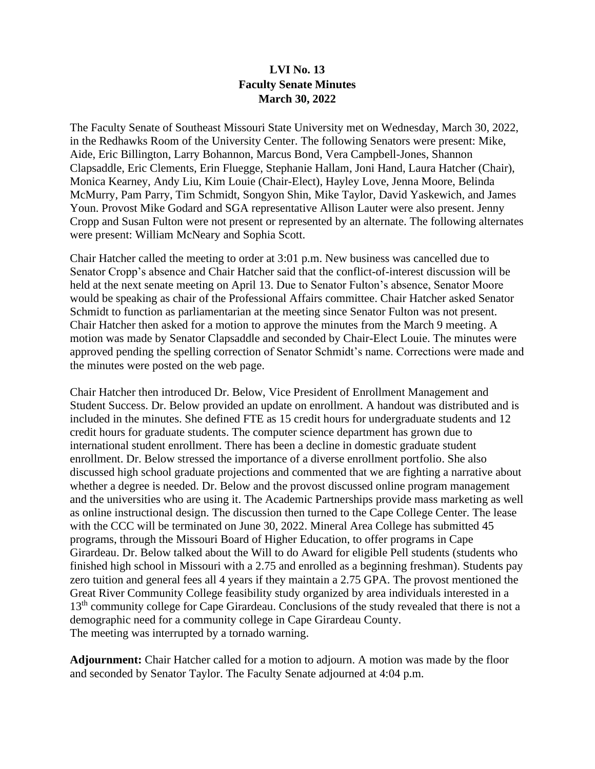**LVI No. 13**
**Faculty Senate Minutes**
**March 30, 2022**

The Faculty Senate of Southeast Missouri State University met on Wednesday, March 30, 2022, in the Redhawks Room of the University Center. The following Senators were present: Mike, Aide, Eric Billington, Larry Bohannon, Marcus Bond, Vera Campbell-Jones, Shannon Clapsaddle, Eric Clements, Erin Fluegge, Stephanie Hallam, Joni Hand, Laura Hatcher (Chair), Monica Kearney, Andy Liu, Kim Louie (Chair-Elect), Hayley Love, Jenna Moore, Belinda McMurry, Pam Parry, Tim Schmidt, Songyon Shin, Mike Taylor, David Yaskewich, and James Youn. Provost Mike Godard and SGA representative Allison Lauter were also present. Jenny Cropp and Susan Fulton were not present or represented by an alternate. The following alternates were present: William McNeary and Sophia Scott.

Chair Hatcher called the meeting to order at 3:01 p.m. New business was cancelled due to Senator Cropp's absence and Chair Hatcher said that the conflict-of-interest discussion will be held at the next senate meeting on April 13. Due to Senator Fulton's absence, Senator Moore would be speaking as chair of the Professional Affairs committee. Chair Hatcher asked Senator Schmidt to function as parliamentarian at the meeting since Senator Fulton was not present. Chair Hatcher then asked for a motion to approve the minutes from the March 9 meeting. A motion was made by Senator Clapsaddle and seconded by Chair-Elect Louie. The minutes were approved pending the spelling correction of Senator Schmidt's name. Corrections were made and the minutes were posted on the web page.

Chair Hatcher then introduced Dr. Below, Vice President of Enrollment Management and Student Success. Dr. Below provided an update on enrollment. A handout was distributed and is included in the minutes. She defined FTE as 15 credit hours for undergraduate students and 12 credit hours for graduate students. The computer science department has grown due to international student enrollment. There has been a decline in domestic graduate student enrollment. Dr. Below stressed the importance of a diverse enrollment portfolio. She also discussed high school graduate projections and commented that we are fighting a narrative about whether a degree is needed. Dr. Below and the provost discussed online program management and the universities who are using it. The Academic Partnerships provide mass marketing as well as online instructional design. The discussion then turned to the Cape College Center. The lease with the CCC will be terminated on June 30, 2022. Mineral Area College has submitted 45 programs, through the Missouri Board of Higher Education, to offer programs in Cape Girardeau. Dr. Below talked about the Will to do Award for eligible Pell students (students who finished high school in Missouri with a 2.75 and enrolled as a beginning freshman). Students pay zero tuition and general fees all 4 years if they maintain a 2.75 GPA. The provost mentioned the Great River Community College feasibility study organized by area individuals interested in a 13th community college for Cape Girardeau. Conclusions of the study revealed that there is not a demographic need for a community college in Cape Girardeau County.
The meeting was interrupted by a tornado warning.

**Adjournment:** Chair Hatcher called for a motion to adjourn. A motion was made by the floor and seconded by Senator Taylor. The Faculty Senate adjourned at 4:04 p.m.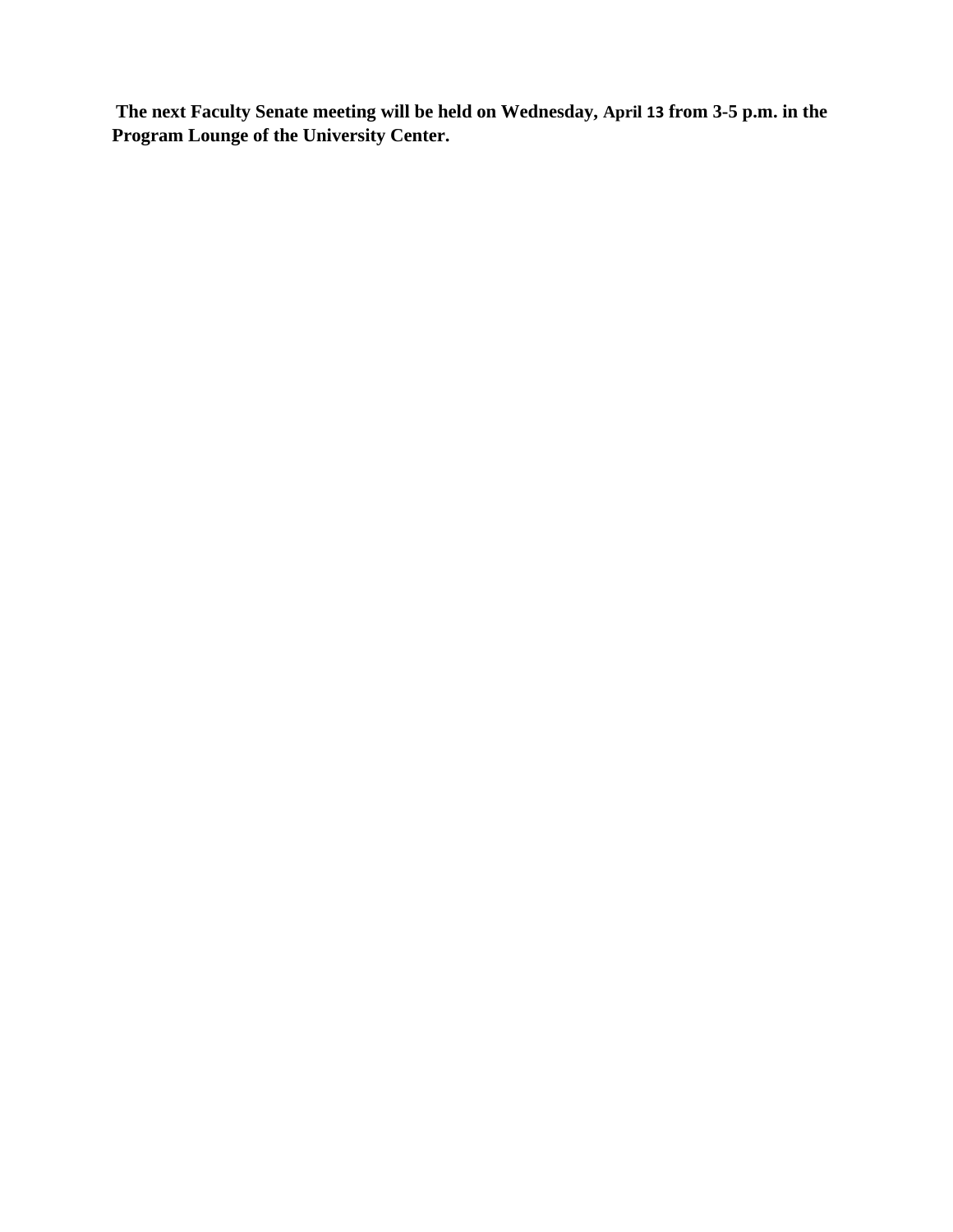**The next Faculty Senate meeting will be held on Wednesday, April 13 from 3-5 p.m. in the Program Lounge of the University Center.**